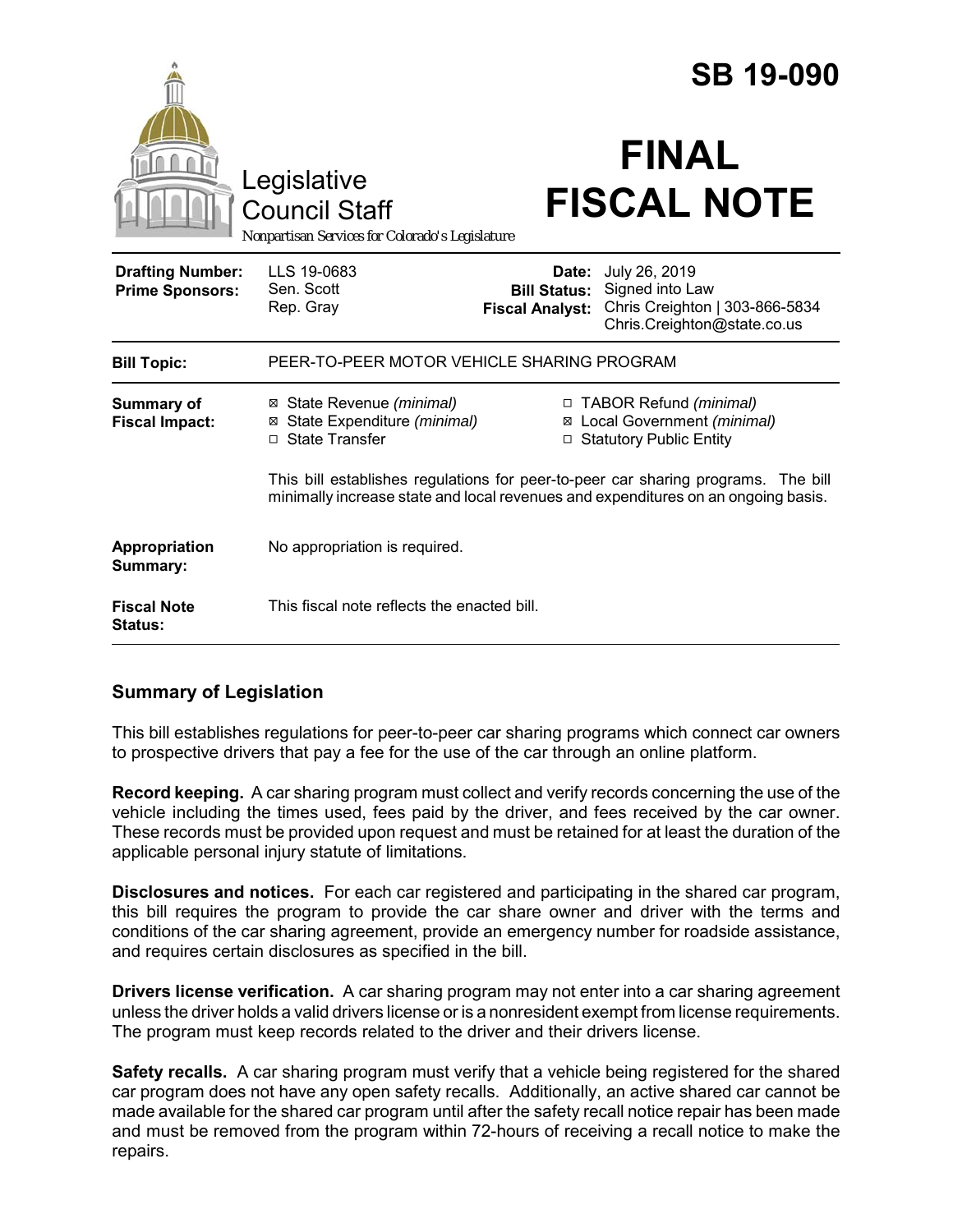# SB 19-090

Legislative Council Staff

*Nonpartisan Services for Colorado's Legislature*

# FINAL FISCAL NOTE

| | | | |
|---|---|---|---|
| **Drafting Number:** | LLS 19-0683 | **Date:** | July 26, 2019 |
| **Prime Sponsors:** | Sen. Scott<br>Rep. Gray | **Bill Status:** | Signed into Law |
| | | **Fiscal Analyst:** | Chris Creighton \| 303-866-5834<br>Chris.Creighton@state.co.us |

| | |
|---|---|
| **Bill Topic:** | PEER-TO-PEER MOTOR VEHICLE SHARING PROGRAM |
| **Summary of Fiscal Impact:** | ☒ State Revenue *(minimal)*<br>☒ State Expenditure *(minimal)*<br>☐ State Transfer<br>☐ TABOR Refund *(minimal)*<br>☒ Local Government *(minimal)*<br>☐ Statutory Public Entity<br><br>This bill establishes regulations for peer-to-peer car sharing programs. The bill minimally increase state and local revenues and expenditures on an ongoing basis. |
| **Appropriation Summary:** | No appropriation is required. |
| **Fiscal Note Status:** | This fiscal note reflects the enacted bill. |

## Summary of Legislation

This bill establishes regulations for peer-to-peer car sharing programs which connect car owners to prospective drivers that pay a fee for the use of the car through an online platform.

**Record keeping.** A car sharing program must collect and verify records concerning the use of the vehicle including the times used, fees paid by the driver, and fees received by the car owner. These records must be provided upon request and must be retained for at least the duration of the applicable personal injury statute of limitations.

**Disclosures and notices.** For each car registered and participating in the shared car program, this bill requires the program to provide the car share owner and driver with the terms and conditions of the car sharing agreement, provide an emergency number for roadside assistance, and requires certain disclosures as specified in the bill.

**Drivers license verification.** A car sharing program may not enter into a car sharing agreement unless the driver holds a valid drivers license or is a nonresident exempt from license requirements. The program must keep records related to the driver and their drivers license.

**Safety recalls.** A car sharing program must verify that a vehicle being registered for the shared car program does not have any open safety recalls. Additionally, an active shared car cannot be made available for the shared car program until after the safety recall notice repair has been made and must be removed from the program within 72-hours of receiving a recall notice to make the repairs.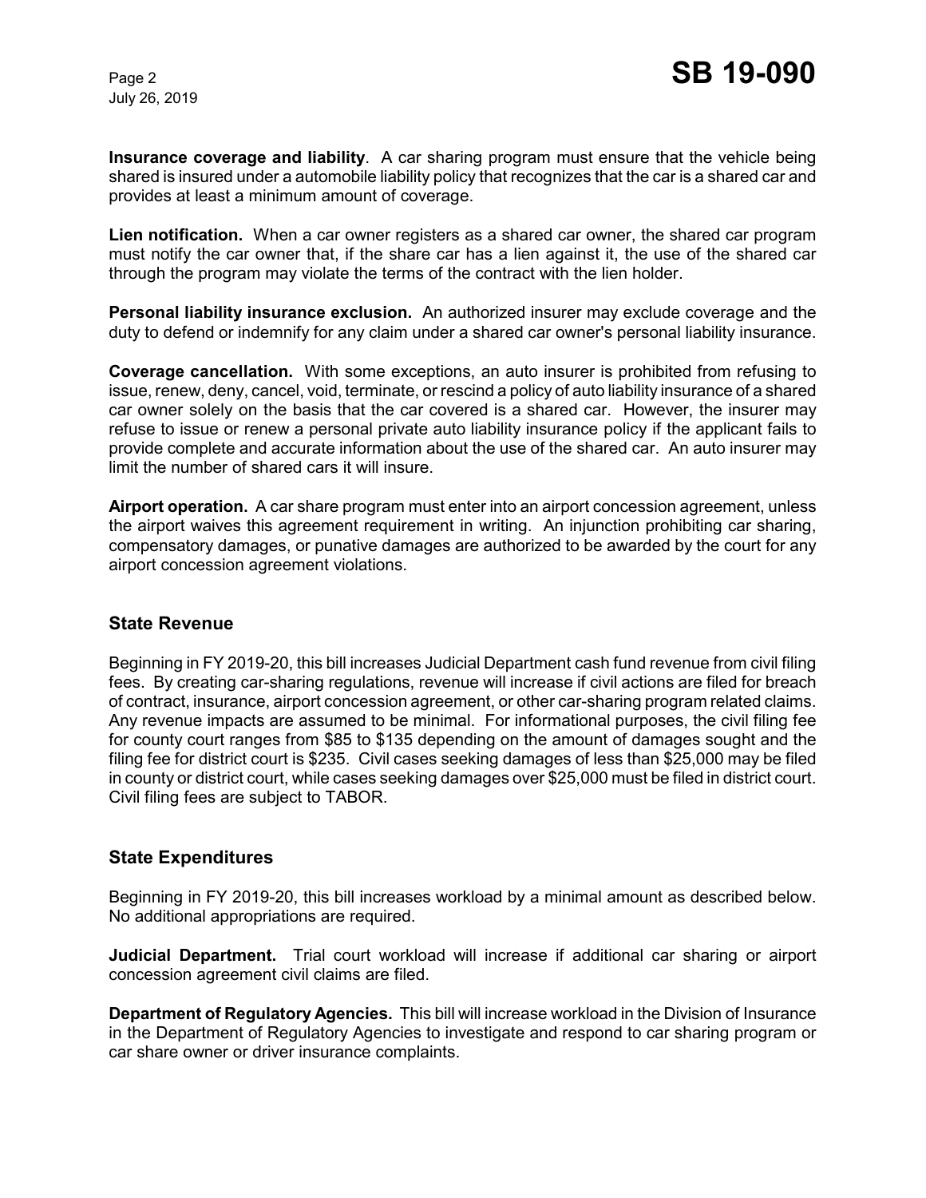**Insurance coverage and liability**. A car sharing program must ensure that the vehicle being shared is insured under a automobile liability policy that recognizes that the car is a shared car and provides at least a minimum amount of coverage.

**Lien notification.** When a car owner registers as a shared car owner, the shared car program must notify the car owner that, if the share car has a lien against it, the use of the shared car through the program may violate the terms of the contract with the lien holder.

**Personal liability insurance exclusion.** An authorized insurer may exclude coverage and the duty to defend or indemnify for any claim under a shared car owner's personal liability insurance.

**Coverage cancellation.** With some exceptions, an auto insurer is prohibited from refusing to issue, renew, deny, cancel, void, terminate, or rescind a policy of auto liability insurance of a shared car owner solely on the basis that the car covered is a shared car. However, the insurer may refuse to issue or renew a personal private auto liability insurance policy if the applicant fails to provide complete and accurate information about the use of the shared car. An auto insurer may limit the number of shared cars it will insure.

**Airport operation.** A car share program must enter into an airport concession agreement, unless the airport waives this agreement requirement in writing. An injunction prohibiting car sharing, compensatory damages, or punative damages are authorized to be awarded by the court for any airport concession agreement violations.

## State Revenue

Beginning in FY 2019-20, this bill increases Judicial Department cash fund revenue from civil filing fees. By creating car-sharing regulations, revenue will increase if civil actions are filed for breach of contract, insurance, airport concession agreement, or other car-sharing program related claims. Any revenue impacts are assumed to be minimal. For informational purposes, the civil filing fee for county court ranges from $85 to $135 depending on the amount of damages sought and the filing fee for district court is $235. Civil cases seeking damages of less than $25,000 may be filed in county or district court, while cases seeking damages over $25,000 must be filed in district court. Civil filing fees are subject to TABOR.

## State Expenditures

Beginning in FY 2019-20, this bill increases workload by a minimal amount as described below. No additional appropriations are required.

**Judicial Department.** Trial court workload will increase if additional car sharing or airport concession agreement civil claims are filed.

**Department of Regulatory Agencies.** This bill will increase workload in the Division of Insurance in the Department of Regulatory Agencies to investigate and respond to car sharing program or car share owner or driver insurance complaints.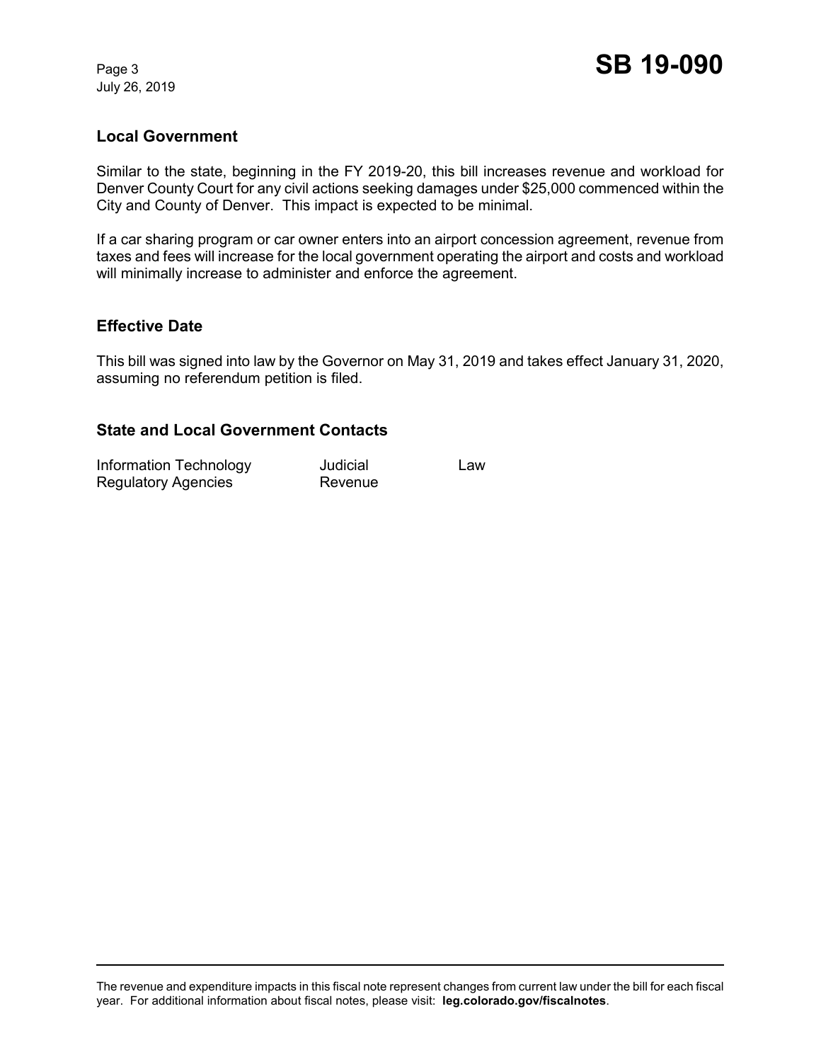## Local Government

Similar to the state, beginning in the FY 2019-20, this bill increases revenue and workload for Denver County Court for any civil actions seeking damages under $25,000 commenced within the City and County of Denver. This impact is expected to be minimal.

If a car sharing program or car owner enters into an airport concession agreement, revenue from taxes and fees will increase for the local government operating the airport and costs and workload will minimally increase to administer and enforce the agreement.

## Effective Date

This bill was signed into law by the Governor on May 31, 2019 and takes effect January 31, 2020, assuming no referendum petition is filed.

## State and Local Government Contacts

| | | |
|---|---|---|
| Information Technology | Judicial | Law |
| Regulatory Agencies | Revenue | |

The revenue and expenditure impacts in this fiscal note represent changes from current law under the bill for each fiscal year. For additional information about fiscal notes, please visit: **leg.colorado.gov/fiscalnotes**.